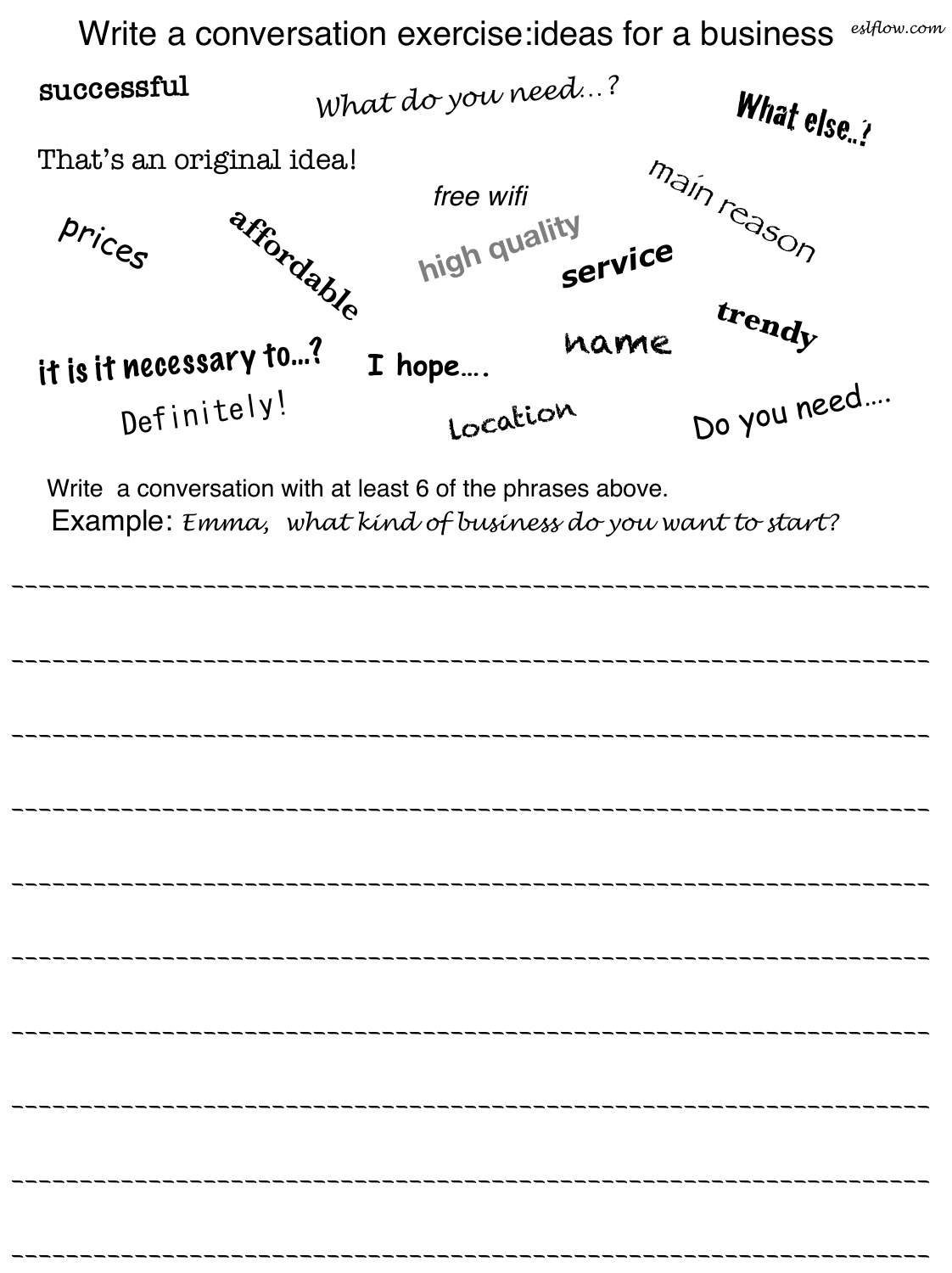# Write a conversation exercise:ideas for a business

eslflow.com

successful

*What do you need…?*

What else..?

That's an original idea!

free wifi

main reason

prices

affordable

high quality

service

trendy

it is it necessary to…?

I hope….

name

Definitely!

Location

Do you need….

Write a conversation with at least 6 of the phrases above.

Example: *Emma, what kind of business do you want to start?*

________________________________________________________________________

________________________________________________________________________

________________________________________________________________________

________________________________________________________________________

________________________________________________________________________

________________________________________________________________________

________________________________________________________________________

________________________________________________________________________

________________________________________________________________________

________________________________________________________________________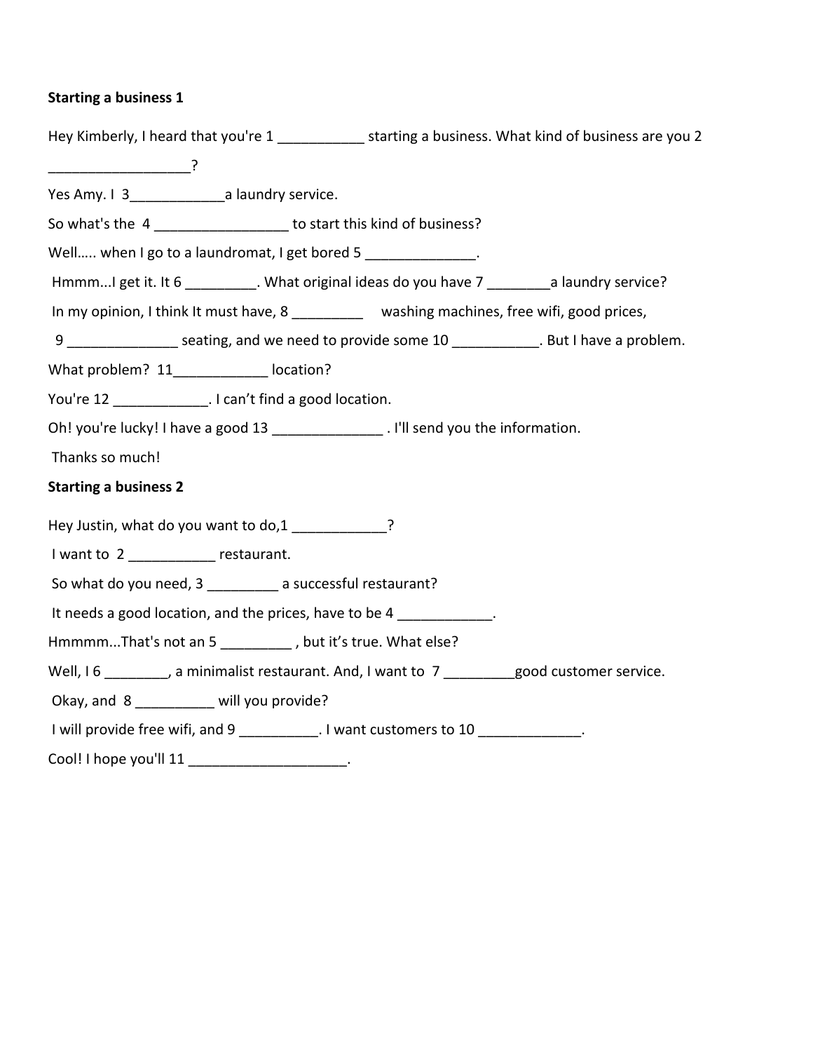**Starting a business 1**

Hey Kimberly, I heard that you're 1 ___________ starting a business. What kind of business are you 2 __________________?

Yes Amy. I 3____________a laundry service.

So what's the 4 _________________ to start this kind of business?

Well….. when I go to a laundromat, I get bored 5 ______________.

Hmmm...I get it. It 6 _________. What original ideas do you have 7 ________a laundry service?

In my opinion, I think It must have, 8 _________ washing machines, free wifi, good prices,

9 ______________ seating, and we need to provide some 10 ___________. But I have a problem.

What problem? 11____________ location?

You're 12 ____________. I can't find a good location.

Oh! you're lucky! I have a good 13 ______________ . I'll send you the information.

Thanks so much!

**Starting a business 2**

Hey Justin, what do you want to do,1 ____________?

I want to 2 ___________ restaurant.

So what do you need, 3 _________ a successful restaurant?

It needs a good location, and the prices, have to be 4 ____________.

Hmmmm...That's not an 5 _________ , but it's true. What else?

Well, I 6 ________, a minimalist restaurant. And, I want to 7 _________good customer service.

Okay, and 8 __________ will you provide?

I will provide free wifi, and 9 __________. I want customers to 10 _____________.

Cool! I hope you'll 11 ____________________.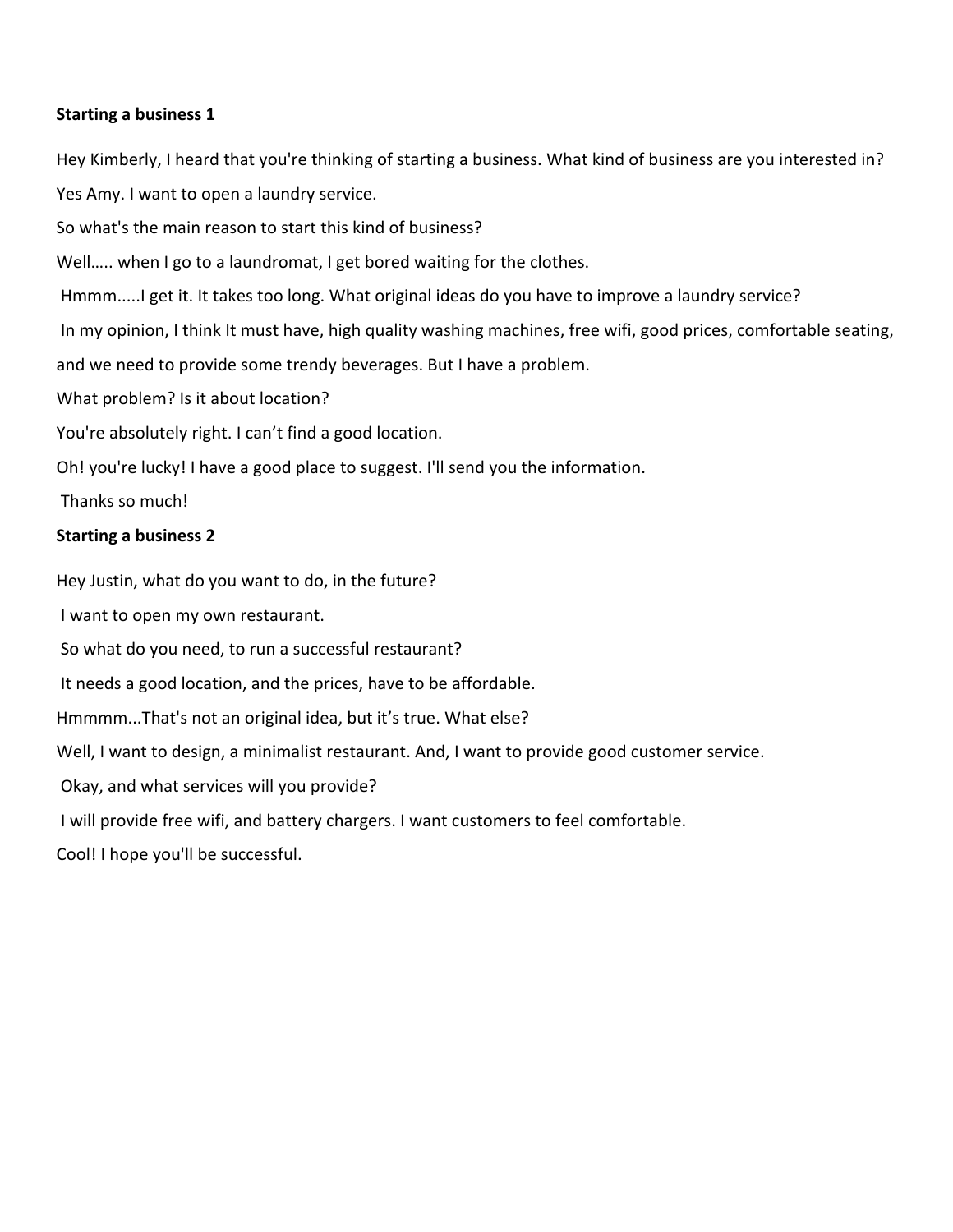**Starting a business 1**

Hey Kimberly, I heard that you're thinking of starting a business. What kind of business are you interested in?

Yes Amy. I want to open a laundry service.

So what's the main reason to start this kind of business?

Well….. when I go to a laundromat, I get bored waiting for the clothes.

Hmmm.....I get it. It takes too long. What original ideas do you have to improve a laundry service?

In my opinion, I think It must have, high quality washing machines, free wifi, good prices, comfortable seating, and we need to provide some trendy beverages. But I have a problem.

What problem? Is it about location?

You're absolutely right. I can't find a good location.

Oh! you're lucky! I have a good place to suggest. I'll send you the information.

Thanks so much!

**Starting a business 2**

Hey Justin, what do you want to do, in the future?

I want to open my own restaurant.

So what do you need, to run a successful restaurant?

It needs a good location, and the prices, have to be affordable.

Hmmmm...That's not an original idea, but it's true. What else?

Well, I want to design, a minimalist restaurant. And, I want to provide good customer service.

Okay, and what services will you provide?

I will provide free wifi, and battery chargers. I want customers to feel comfortable.

Cool! I hope you'll be successful.